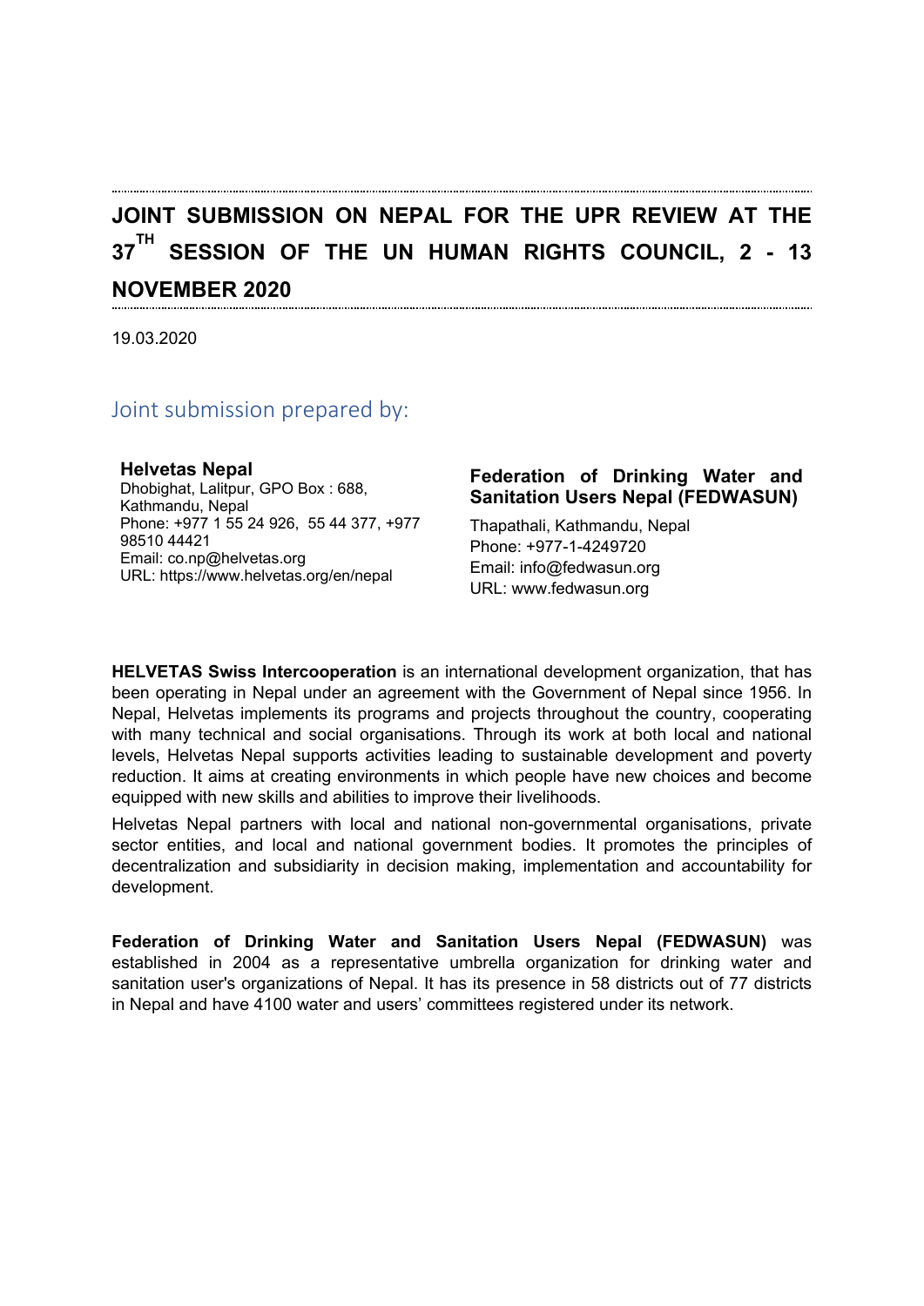# JOINT SUBMISSION ON NEPAL FOR THE UPR REVIEW AT THE 37TH SESSION OF THE UN HUMAN RIGHTS COUNCIL, 2 - 13 NOVEMBER 2020

19.03.2020

## Joint submission prepared by:

**Helvetas Nepal**
Dhobighat, Lalitpur, GPO Box : 688, Kathmandu, Nepal
Phone: +977 1 55 24 926, 55 44 377, +977 98510 44421
Email: co.np@helvetas.org
URL: https://www.helvetas.org/en/nepal

**Federation of Drinking Water and Sanitation Users Nepal (FEDWASUN)**
Thapathali, Kathmandu, Nepal
Phone: +977-1-4249720
Email: info@fedwasun.org
URL: www.fedwasun.org

**HELVETAS Swiss Intercooperation** is an international development organization, that has been operating in Nepal under an agreement with the Government of Nepal since 1956. In Nepal, Helvetas implements its programs and projects throughout the country, cooperating with many technical and social organisations. Through its work at both local and national levels, Helvetas Nepal supports activities leading to sustainable development and poverty reduction. It aims at creating environments in which people have new choices and become equipped with new skills and abilities to improve their livelihoods.

Helvetas Nepal partners with local and national non-governmental organisations, private sector entities, and local and national government bodies. It promotes the principles of decentralization and subsidiarity in decision making, implementation and accountability for development.

**Federation of Drinking Water and Sanitation Users Nepal (FEDWASUN)** was established in 2004 as a representative umbrella organization for drinking water and sanitation user's organizations of Nepal. It has its presence in 58 districts out of 77 districts in Nepal and have 4100 water and users' committees registered under its network.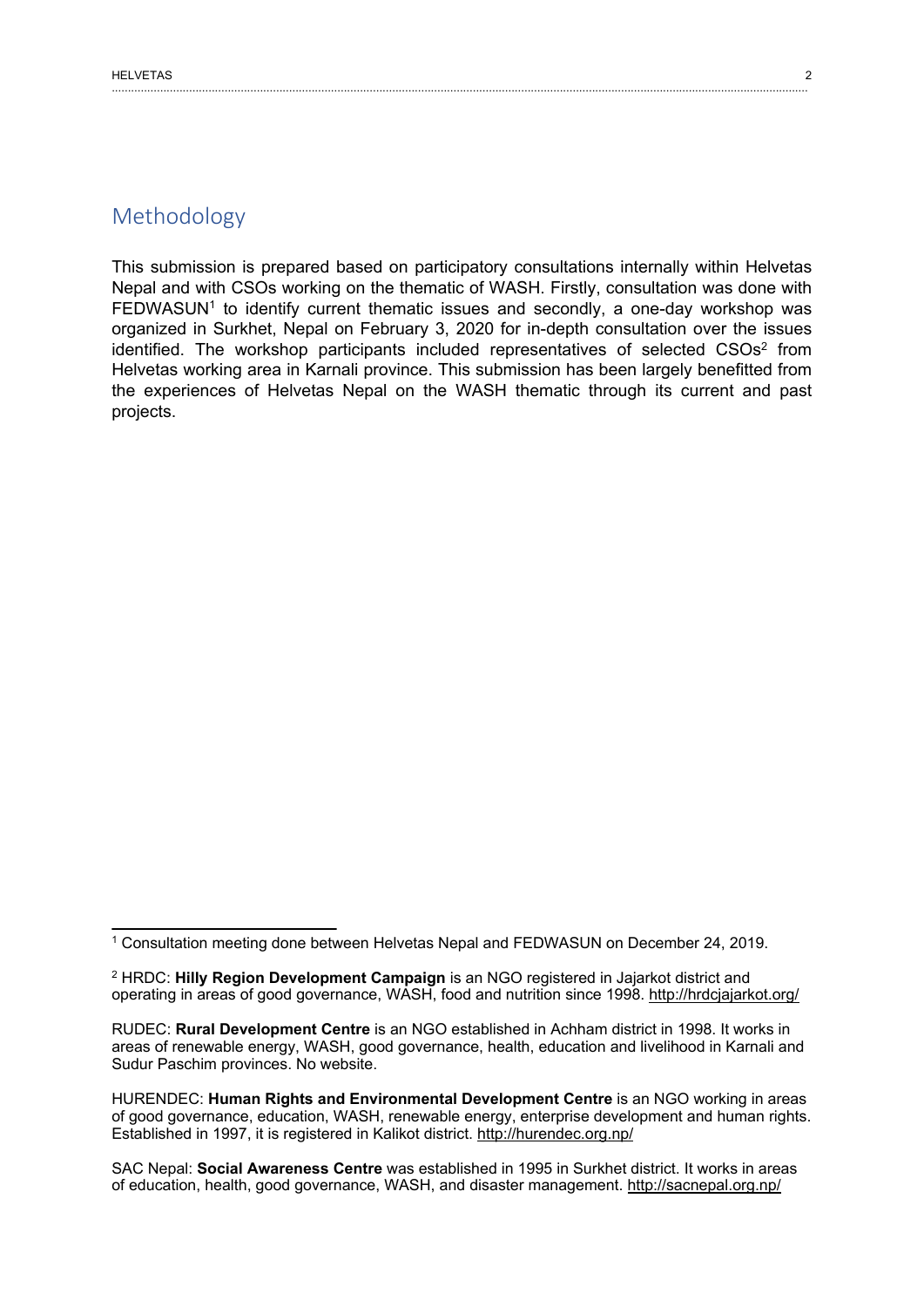## Methodology

This submission is prepared based on participatory consultations internally within Helvetas Nepal and with CSOs working on the thematic of WASH. Firstly, consultation was done with FEDWASUN[1] to identify current thematic issues and secondly, a one-day workshop was organized in Surkhet, Nepal on February 3, 2020 for in-depth consultation over the issues identified. The workshop participants included representatives of selected CSOs[2] from Helvetas working area in Karnali province. This submission has been largely benefitted from the experiences of Helvetas Nepal on the WASH thematic through its current and past projects.

---

[1] Consultation meeting done between Helvetas Nepal and FEDWASUN on December 24, 2019.

[2] HRDC: **Hilly Region Development Campaign** is an NGO registered in Jajarkot district and operating in areas of good governance, WASH, food and nutrition since 1998. http://hrdcjajarkot.org/

RUDEC: **Rural Development Centre** is an NGO established in Achham district in 1998. It works in areas of renewable energy, WASH, good governance, health, education and livelihood in Karnali and Sudur Paschim provinces. No website.

HURENDEC: **Human Rights and Environmental Development Centre** is an NGO working in areas of good governance, education, WASH, renewable energy, enterprise development and human rights. Established in 1997, it is registered in Kalikot district. http://hurendec.org.np/

SAC Nepal: **Social Awareness Centre** was established in 1995 in Surkhet district. It works in areas of education, health, good governance, WASH, and disaster management. http://sacnepal.org.np/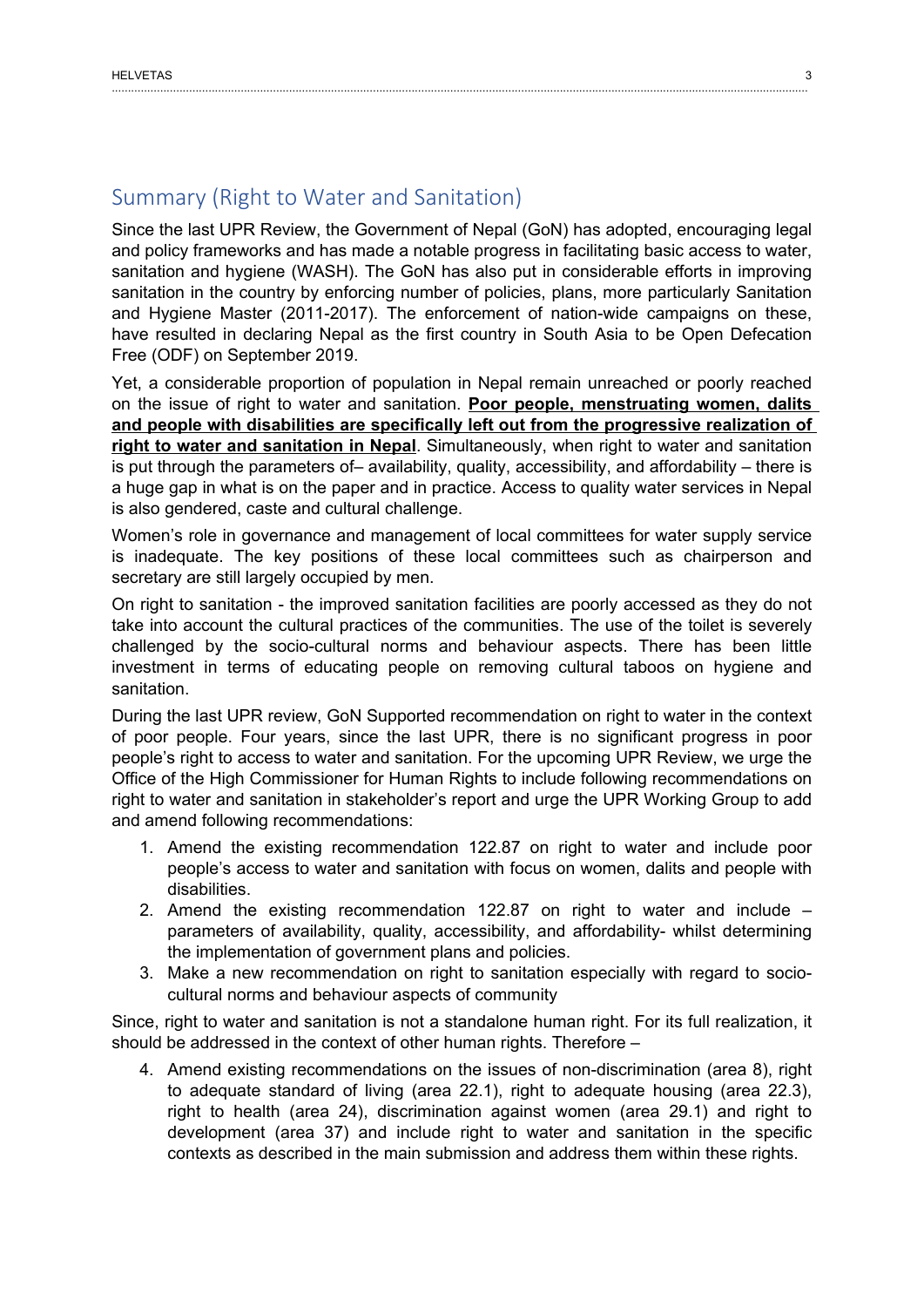## Summary (Right to Water and Sanitation)

Since the last UPR Review, the Government of Nepal (GoN) has adopted, encouraging legal and policy frameworks and has made a notable progress in facilitating basic access to water, sanitation and hygiene (WASH). The GoN has also put in considerable efforts in improving sanitation in the country by enforcing number of policies, plans, more particularly Sanitation and Hygiene Master (2011-2017). The enforcement of nation-wide campaigns on these, have resulted in declaring Nepal as the first country in South Asia to be Open Defecation Free (ODF) on September 2019.

Yet, a considerable proportion of population in Nepal remain unreached or poorly reached on the issue of right to water and sanitation. **<u>Poor people, menstruating women, dalits and people with disabilities are specifically left out from the progressive realization of right to water and sanitation in Nepal</u>**. Simultaneously, when right to water and sanitation is put through the parameters of– availability, quality, accessibility, and affordability – there is a huge gap in what is on the paper and in practice. Access to quality water services in Nepal is also gendered, caste and cultural challenge.

Women's role in governance and management of local committees for water supply service is inadequate. The key positions of these local committees such as chairperson and secretary are still largely occupied by men.

On right to sanitation - the improved sanitation facilities are poorly accessed as they do not take into account the cultural practices of the communities. The use of the toilet is severely challenged by the socio-cultural norms and behaviour aspects. There has been little investment in terms of educating people on removing cultural taboos on hygiene and sanitation.

During the last UPR review, GoN Supported recommendation on right to water in the context of poor people. Four years, since the last UPR, there is no significant progress in poor people's right to access to water and sanitation. For the upcoming UPR Review, we urge the Office of the High Commissioner for Human Rights to include following recommendations on right to water and sanitation in stakeholder's report and urge the UPR Working Group to add and amend following recommendations:

1. Amend the existing recommendation 122.87 on right to water and include poor people's access to water and sanitation with focus on women, dalits and people with disabilities.
2. Amend the existing recommendation 122.87 on right to water and include – parameters of availability, quality, accessibility, and affordability- whilst determining the implementation of government plans and policies.
3. Make a new recommendation on right to sanitation especially with regard to socio-cultural norms and behaviour aspects of community

Since, right to water and sanitation is not a standalone human right. For its full realization, it should be addressed in the context of other human rights. Therefore –

4. Amend existing recommendations on the issues of non-discrimination (area 8), right to adequate standard of living (area 22.1), right to adequate housing (area 22.3), right to health (area 24), discrimination against women (area 29.1) and right to development (area 37) and include right to water and sanitation in the specific contexts as described in the main submission and address them within these rights.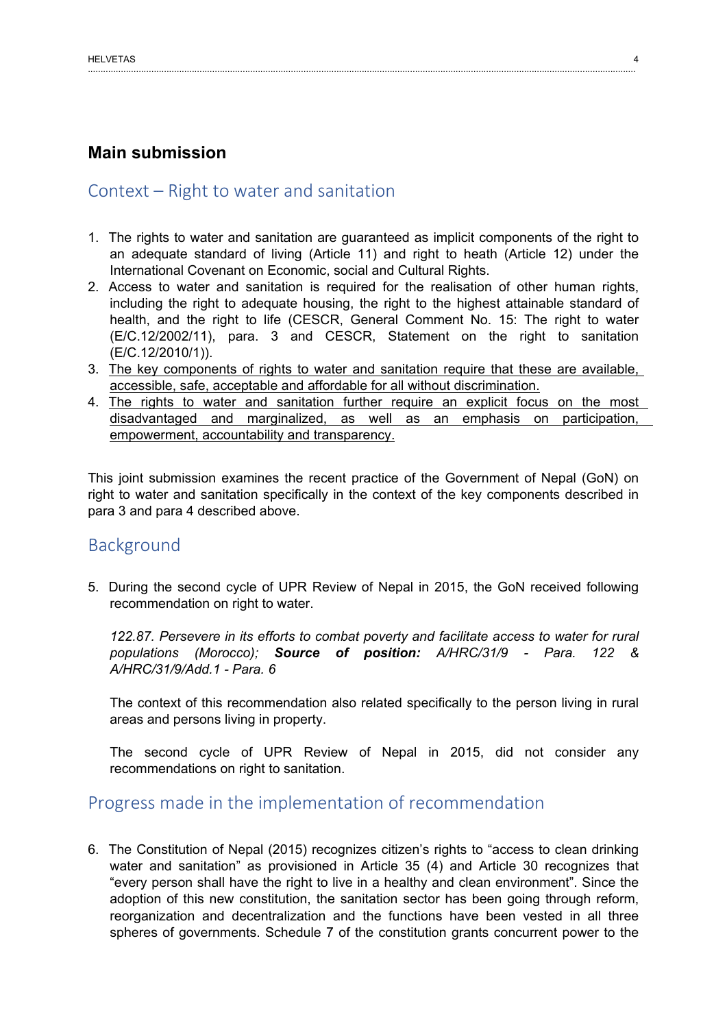## Main submission

### Context – Right to water and sanitation

1. The rights to water and sanitation are guaranteed as implicit components of the right to an adequate standard of living (Article 11) and right to heath (Article 12) under the International Covenant on Economic, social and Cultural Rights.
2. Access to water and sanitation is required for the realisation of other human rights, including the right to adequate housing, the right to the highest attainable standard of health, and the right to life (CESCR, General Comment No. 15: The right to water (E/C.12/2002/11), para. 3 and CESCR, Statement on the right to sanitation (E/C.12/2010/1)).
3. <u>The key components of rights to water and sanitation require that these are available, accessible, safe, acceptable and affordable for all without discrimination.</u>
4. <u>The rights to water and sanitation further require an explicit focus on the most disadvantaged and marginalized, as well as an emphasis on participation, empowerment, accountability and transparency.</u>

This joint submission examines the recent practice of the Government of Nepal (GoN) on right to water and sanitation specifically in the context of the key components described in para 3 and para 4 described above.

### Background

5. During the second cycle of UPR Review of Nepal in 2015, the GoN received following recommendation on right to water.

   *122.87. Persevere in its efforts to combat poverty and facilitate access to water for rural populations (Morocco);* ***Source of position:*** *A/HRC/31/9 - Para. 122 & A/HRC/31/9/Add.1 - Para. 6*

   The context of this recommendation also related specifically to the person living in rural areas and persons living in property.

   The second cycle of UPR Review of Nepal in 2015, did not consider any recommendations on right to sanitation.

### Progress made in the implementation of recommendation

6. The Constitution of Nepal (2015) recognizes citizen's rights to "access to clean drinking water and sanitation" as provisioned in Article 35 (4) and Article 30 recognizes that "every person shall have the right to live in a healthy and clean environment". Since the adoption of this new constitution, the sanitation sector has been going through reform, reorganization and decentralization and the functions have been vested in all three spheres of governments. Schedule 7 of the constitution grants concurrent power to the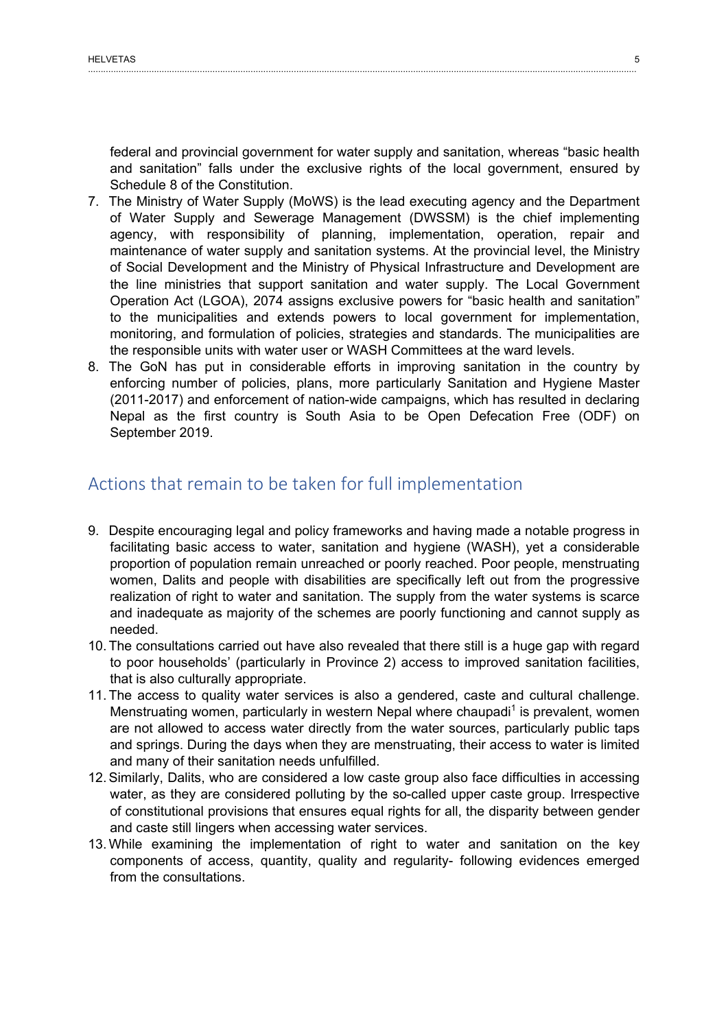federal and provincial government for water supply and sanitation, whereas "basic health and sanitation" falls under the exclusive rights of the local government, ensured by Schedule 8 of the Constitution.

7. The Ministry of Water Supply (MoWS) is the lead executing agency and the Department of Water Supply and Sewerage Management (DWSSM) is the chief implementing agency, with responsibility of planning, implementation, operation, repair and maintenance of water supply and sanitation systems. At the provincial level, the Ministry of Social Development and the Ministry of Physical Infrastructure and Development are the line ministries that support sanitation and water supply. The Local Government Operation Act (LGOA), 2074 assigns exclusive powers for "basic health and sanitation" to the municipalities and extends powers to local government for implementation, monitoring, and formulation of policies, strategies and standards. The municipalities are the responsible units with water user or WASH Committees at the ward levels.
8. The GoN has put in considerable efforts in improving sanitation in the country by enforcing number of policies, plans, more particularly Sanitation and Hygiene Master (2011-2017) and enforcement of nation-wide campaigns, which has resulted in declaring Nepal as the first country is South Asia to be Open Defecation Free (ODF) on September 2019.

## Actions that remain to be taken for full implementation

9. Despite encouraging legal and policy frameworks and having made a notable progress in facilitating basic access to water, sanitation and hygiene (WASH), yet a considerable proportion of population remain unreached or poorly reached. Poor people, menstruating women, Dalits and people with disabilities are specifically left out from the progressive realization of right to water and sanitation. The supply from the water systems is scarce and inadequate as majority of the schemes are poorly functioning and cannot supply as needed.
10. The consultations carried out have also revealed that there still is a huge gap with regard to poor households' (particularly in Province 2) access to improved sanitation facilities, that is also culturally appropriate.
11. The access to quality water services is also a gendered, caste and cultural challenge. Menstruating women, particularly in western Nepal where chaupadi[1] is prevalent, women are not allowed to access water directly from the water sources, particularly public taps and springs. During the days when they are menstruating, their access to water is limited and many of their sanitation needs unfulfilled.
12. Similarly, Dalits, who are considered a low caste group also face difficulties in accessing water, as they are considered polluting by the so-called upper caste group. Irrespective of constitutional provisions that ensures equal rights for all, the disparity between gender and caste still lingers when accessing water services.
13. While examining the implementation of right to water and sanitation on the key components of access, quantity, quality and regularity- following evidences emerged from the consultations.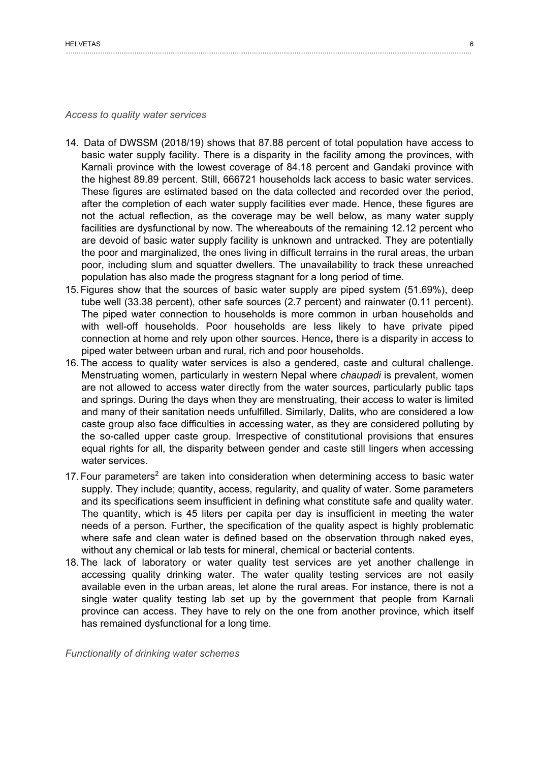*Access to quality water services*

14. Data of DWSSM (2018/19) shows that 87.88 percent of total population have access to basic water supply facility. There is a disparity in the facility among the provinces, with Karnali province with the lowest coverage of 84.18 percent and Gandaki province with the highest 89.89 percent. Still, 666721 households lack access to basic water services. These figures are estimated based on the data collected and recorded over the period, after the completion of each water supply facilities ever made. Hence, these figures are not the actual reflection, as the coverage may be well below, as many water supply facilities are dysfunctional by now. The whereabouts of the remaining 12.12 percent who are devoid of basic water supply facility is unknown and untracked. They are potentially the poor and marginalized, the ones living in difficult terrains in the rural areas, the urban poor, including slum and squatter dwellers. The unavailability to track these unreached population has also made the progress stagnant for a long period of time.
15. Figures show that the sources of basic water supply are piped system (51.69%), deep tube well (33.38 percent), other safe sources (2.7 percent) and rainwater (0.11 percent). The piped water connection to households is more common in urban households and with well-off households. Poor households are less likely to have private piped connection at home and rely upon other sources. Hence**,** there is a disparity in access to piped water between urban and rural, rich and poor households.
16. The access to quality water services is also a gendered, caste and cultural challenge. Menstruating women, particularly in western Nepal where *chaupadi* is prevalent, women are not allowed to access water directly from the water sources, particularly public taps and springs. During the days when they are menstruating, their access to water is limited and many of their sanitation needs unfulfilled. Similarly, Dalits, who are considered a low caste group also face difficulties in accessing water, as they are considered polluting by the so-called upper caste group. Irrespective of constitutional provisions that ensures equal rights for all, the disparity between gender and caste still lingers when accessing water services.
17. Four parameters[2] are taken into consideration when determining access to basic water supply. They include; quantity, access, regularity, and quality of water. Some parameters and its specifications seem insufficient in defining what constitute safe and quality water. The quantity, which is 45 liters per capita per day is insufficient in meeting the water needs of a person. Further, the specification of the quality aspect is highly problematic where safe and clean water is defined based on the observation through naked eyes, without any chemical or lab tests for mineral, chemical or bacterial contents.
18. The lack of laboratory or water quality test services are yet another challenge in accessing quality drinking water. The water quality testing services are not easily available even in the urban areas, let alone the rural areas. For instance, there is not a single water quality testing lab set up by the government that people from Karnali province can access. They have to rely on the one from another province, which itself has remained dysfunctional for a long time.

*Functionality of drinking water schemes*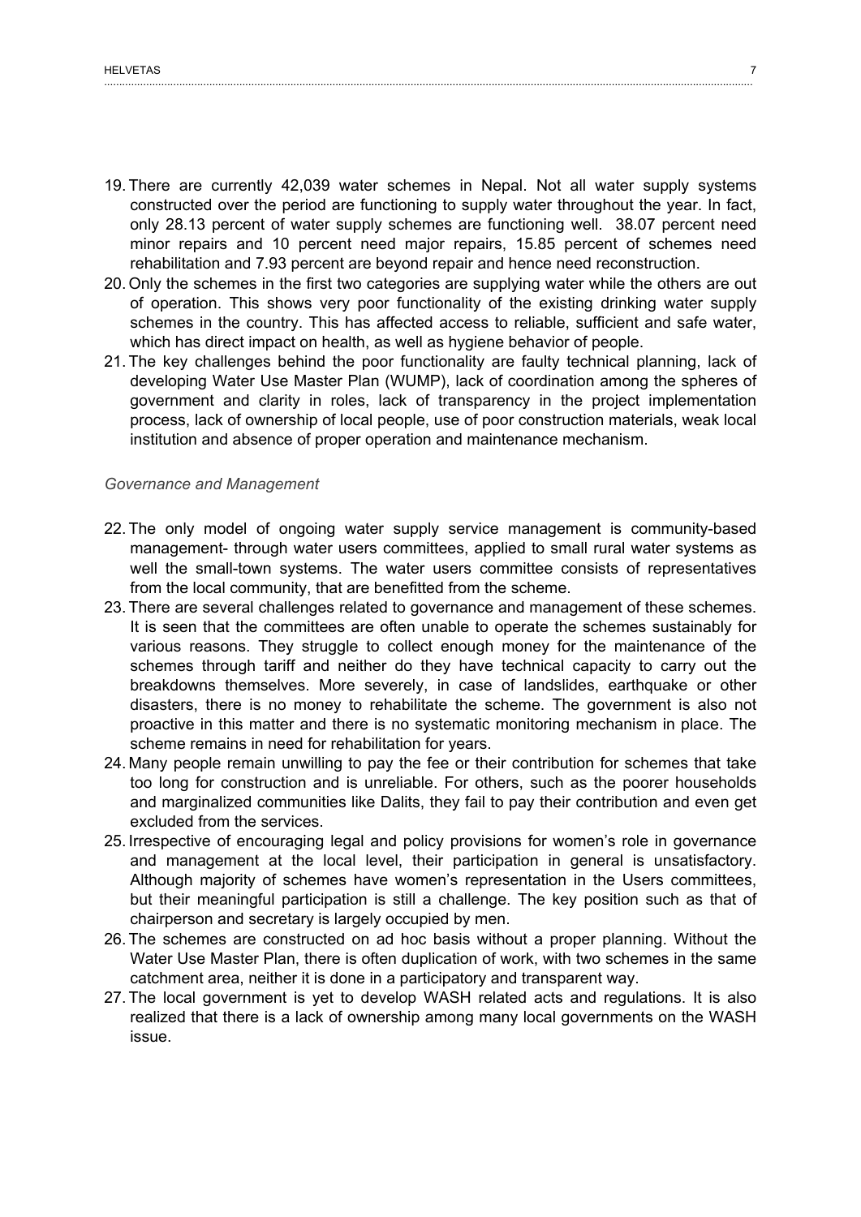19. There are currently 42,039 water schemes in Nepal. Not all water supply systems constructed over the period are functioning to supply water throughout the year. In fact, only 28.13 percent of water supply schemes are functioning well. 38.07 percent need minor repairs and 10 percent need major repairs, 15.85 percent of schemes need rehabilitation and 7.93 percent are beyond repair and hence need reconstruction.
20. Only the schemes in the first two categories are supplying water while the others are out of operation. This shows very poor functionality of the existing drinking water supply schemes in the country. This has affected access to reliable, sufficient and safe water, which has direct impact on health, as well as hygiene behavior of people.
21. The key challenges behind the poor functionality are faulty technical planning, lack of developing Water Use Master Plan (WUMP), lack of coordination among the spheres of government and clarity in roles, lack of transparency in the project implementation process, lack of ownership of local people, use of poor construction materials, weak local institution and absence of proper operation and maintenance mechanism.

*Governance and Management*

22. The only model of ongoing water supply service management is community-based management- through water users committees, applied to small rural water systems as well the small-town systems. The water users committee consists of representatives from the local community, that are benefitted from the scheme.
23. There are several challenges related to governance and management of these schemes. It is seen that the committees are often unable to operate the schemes sustainably for various reasons. They struggle to collect enough money for the maintenance of the schemes through tariff and neither do they have technical capacity to carry out the breakdowns themselves. More severely, in case of landslides, earthquake or other disasters, there is no money to rehabilitate the scheme. The government is also not proactive in this matter and there is no systematic monitoring mechanism in place. The scheme remains in need for rehabilitation for years.
24. Many people remain unwilling to pay the fee or their contribution for schemes that take too long for construction and is unreliable. For others, such as the poorer households and marginalized communities like Dalits, they fail to pay their contribution and even get excluded from the services.
25. Irrespective of encouraging legal and policy provisions for women's role in governance and management at the local level, their participation in general is unsatisfactory. Although majority of schemes have women's representation in the Users committees, but their meaningful participation is still a challenge. The key position such as that of chairperson and secretary is largely occupied by men.
26. The schemes are constructed on ad hoc basis without a proper planning. Without the Water Use Master Plan, there is often duplication of work, with two schemes in the same catchment area, neither it is done in a participatory and transparent way.
27. The local government is yet to develop WASH related acts and regulations. It is also realized that there is a lack of ownership among many local governments on the WASH issue.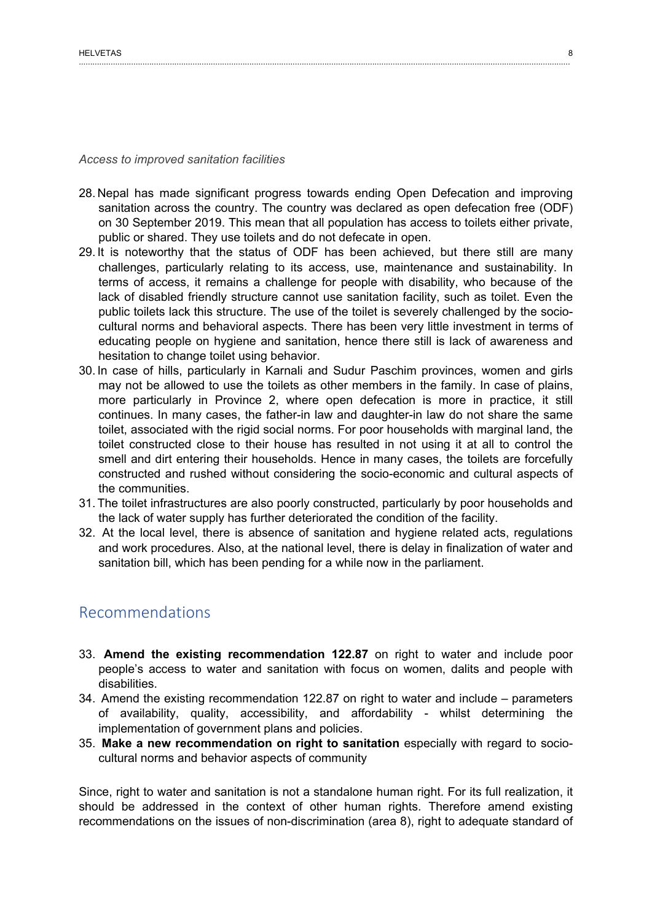*Access to improved sanitation facilities*

28. Nepal has made significant progress towards ending Open Defecation and improving sanitation across the country. The country was declared as open defecation free (ODF) on 30 September 2019. This mean that all population has access to toilets either private, public or shared. They use toilets and do not defecate in open.
29. It is noteworthy that the status of ODF has been achieved, but there still are many challenges, particularly relating to its access, use, maintenance and sustainability. In terms of access, it remains a challenge for people with disability, who because of the lack of disabled friendly structure cannot use sanitation facility, such as toilet. Even the public toilets lack this structure. The use of the toilet is severely challenged by the socio-cultural norms and behavioral aspects. There has been very little investment in terms of educating people on hygiene and sanitation, hence there still is lack of awareness and hesitation to change toilet using behavior.
30. In case of hills, particularly in Karnali and Sudur Paschim provinces, women and girls may not be allowed to use the toilets as other members in the family. In case of plains, more particularly in Province 2, where open defecation is more in practice, it still continues. In many cases, the father-in law and daughter-in law do not share the same toilet, associated with the rigid social norms. For poor households with marginal land, the toilet constructed close to their house has resulted in not using it at all to control the smell and dirt entering their households. Hence in many cases, the toilets are forcefully constructed and rushed without considering the socio-economic and cultural aspects of the communities.
31. The toilet infrastructures are also poorly constructed, particularly by poor households and the lack of water supply has further deteriorated the condition of the facility.
32. At the local level, there is absence of sanitation and hygiene related acts, regulations and work procedures. Also, at the national level, there is delay in finalization of water and sanitation bill, which has been pending for a while now in the parliament.

## Recommendations

33. **Amend the existing recommendation 122.87** on right to water and include poor people's access to water and sanitation with focus on women, dalits and people with disabilities.
34. Amend the existing recommendation 122.87 on right to water and include – parameters of availability, quality, accessibility, and affordability - whilst determining the implementation of government plans and policies.
35. **Make a new recommendation on right to sanitation** especially with regard to socio-cultural norms and behavior aspects of community

Since, right to water and sanitation is not a standalone human right. For its full realization, it should be addressed in the context of other human rights. Therefore amend existing recommendations on the issues of non-discrimination (area 8), right to adequate standard of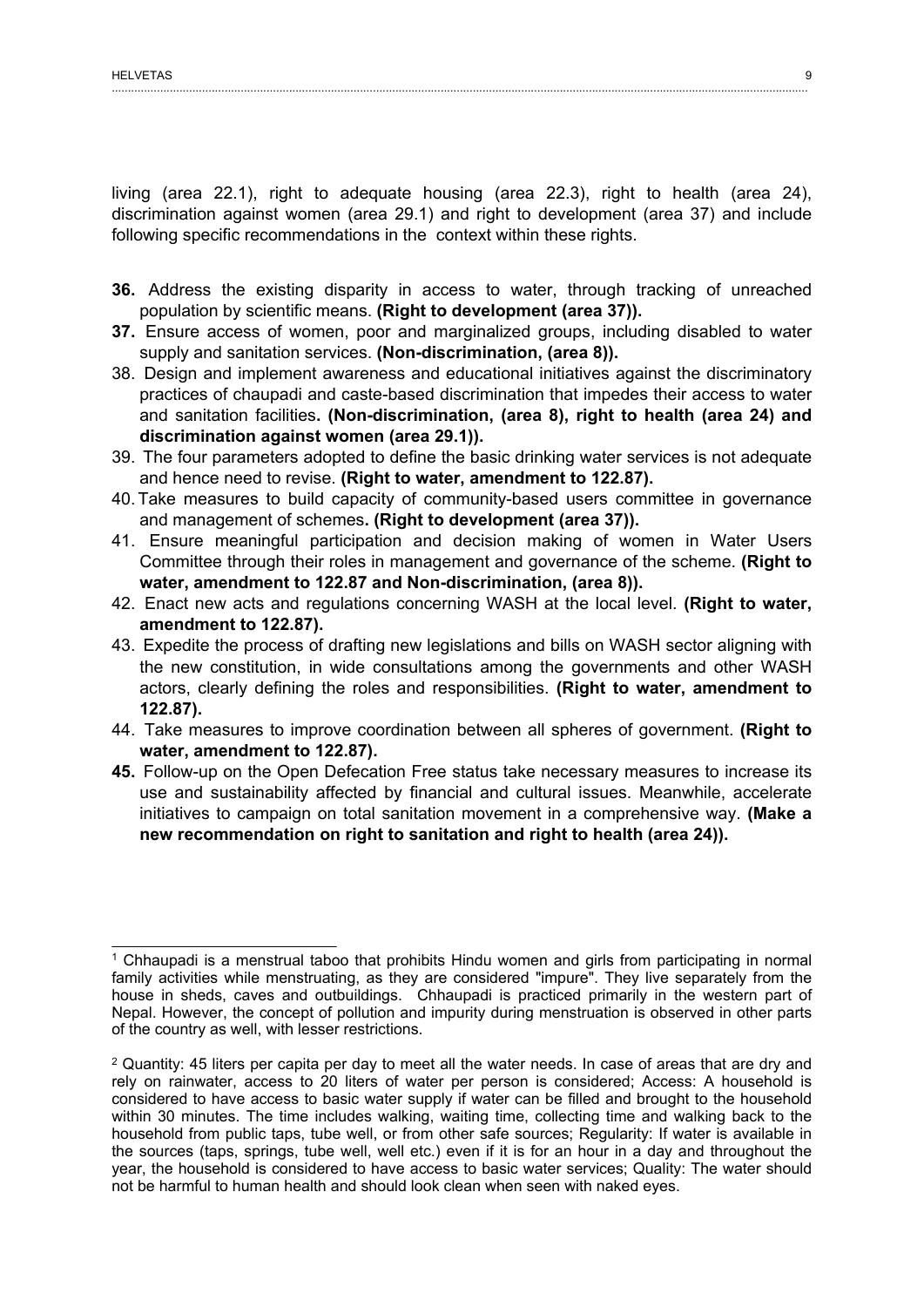living (area 22.1), right to adequate housing (area 22.3), right to health (area 24), discrimination against women (area 29.1) and right to development (area 37) and include following specific recommendations in the context within these rights.

**36.** Address the existing disparity in access to water, through tracking of unreached population by scientific means. **(Right to development (area 37)).**

**37.** Ensure access of women, poor and marginalized groups, including disabled to water supply and sanitation services. **(Non-discrimination, (area 8)).**

38. Design and implement awareness and educational initiatives against the discriminatory practices of chaupadi and caste-based discrimination that impedes their access to water and sanitation facilities**. (Non-discrimination, (area 8), right to health (area 24) and discrimination against women (area 29.1)).**

39. The four parameters adopted to define the basic drinking water services is not adequate and hence need to revise. **(Right to water, amendment to 122.87).**

40. Take measures to build capacity of community-based users committee in governance and management of schemes**. (Right to development (area 37)).**

41. Ensure meaningful participation and decision making of women in Water Users Committee through their roles in management and governance of the scheme. **(Right to water, amendment to 122.87 and Non-discrimination, (area 8)).**

42. Enact new acts and regulations concerning WASH at the local level. **(Right to water, amendment to 122.87).**

43. Expedite the process of drafting new legislations and bills on WASH sector aligning with the new constitution, in wide consultations among the governments and other WASH actors, clearly defining the roles and responsibilities. **(Right to water, amendment to 122.87).**

44. Take measures to improve coordination between all spheres of government. **(Right to water, amendment to 122.87).**

**45.** Follow-up on the Open Defecation Free status take necessary measures to increase its use and sustainability affected by financial and cultural issues. Meanwhile, accelerate initiatives to campaign on total sanitation movement in a comprehensive way. **(Make a new recommendation on right to sanitation and right to health (area 24)).**

---

[1] Chhaupadi is a menstrual taboo that prohibits Hindu women and girls from participating in normal family activities while menstruating, as they are considered "impure". They live separately from the house in sheds, caves and outbuildings. Chhaupadi is practiced primarily in the western part of Nepal. However, the concept of pollution and impurity during menstruation is observed in other parts of the country as well, with lesser restrictions.

[2] Quantity: 45 liters per capita per day to meet all the water needs. In case of areas that are dry and rely on rainwater, access to 20 liters of water per person is considered; Access: A household is considered to have access to basic water supply if water can be filled and brought to the household within 30 minutes. The time includes walking, waiting time, collecting time and walking back to the household from public taps, tube well, or from other safe sources; Regularity: If water is available in the sources (taps, springs, tube well, well etc.) even if it is for an hour in a day and throughout the year, the household is considered to have access to basic water services; Quality: The water should not be harmful to human health and should look clean when seen with naked eyes.